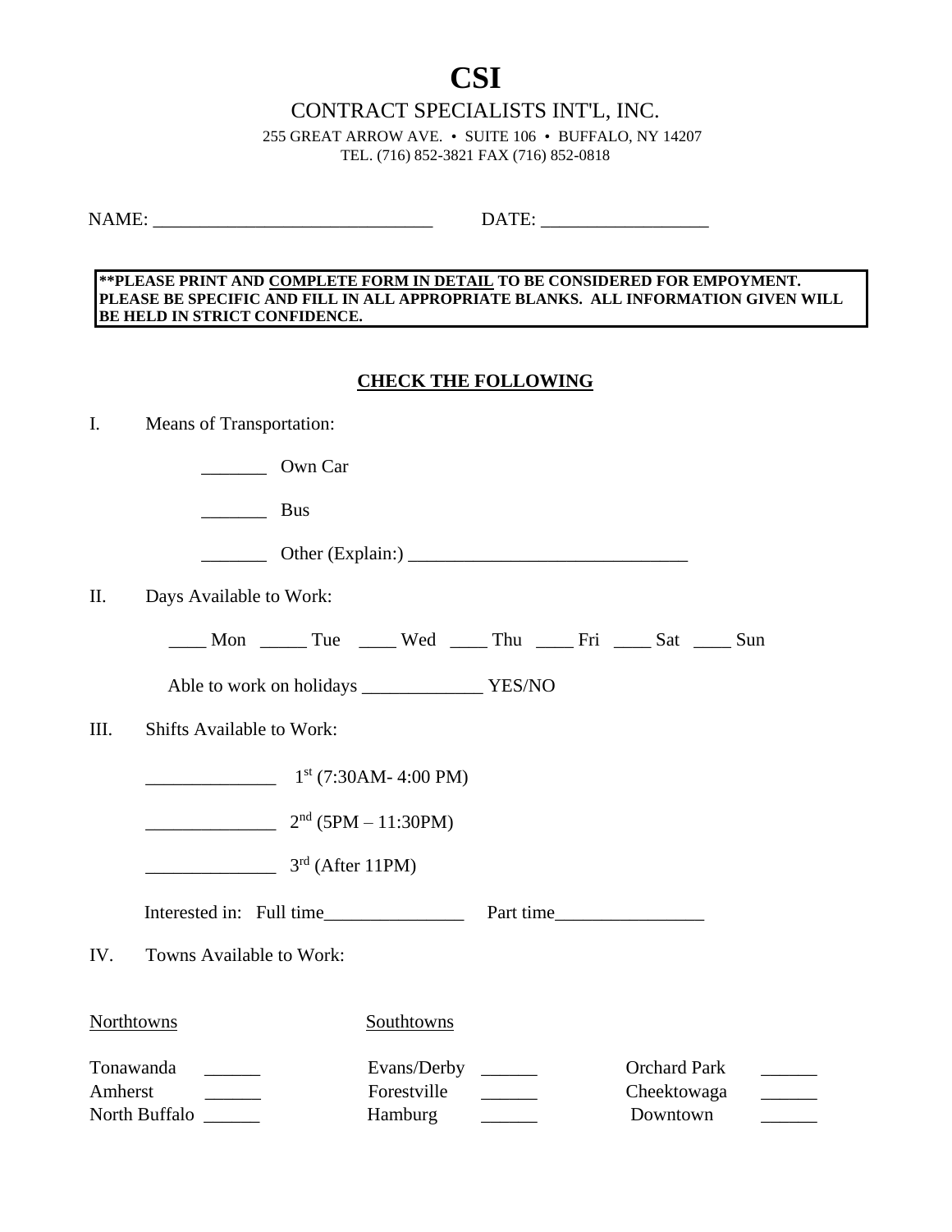# CSI

## CONTRACT SPECIALISTS INT'L, INC.

255 GREAT ARROW AVE. • SUITE 106 • BUFFALO, NY 14207
TEL. (716) 852-3821 FAX (716) 852-0818

NAME: ______________________________ DATE: _________________

**\*\*PLEASE PRINT AND COMPLETE FORM IN DETAIL TO BE CONSIDERED FOR EMPOYMENT. PLEASE BE SPECIFIC AND FILL IN ALL APPROPRIATE BLANKS. ALL INFORMATION GIVEN WILL BE HELD IN STRICT CONFIDENCE.**

### CHECK THE FOLLOWING

I. Means of Transportation:

_______ Own Car

_______ Bus

_______ Other (Explain:) ______________________________

II. Days Available to Work:

____ Mon _____ Tue ____ Wed ____ Thu ____ Fri ____ Sat ____ Sun

Able to work on holidays _____________ YES/NO

III. Shifts Available to Work:

______________ 1st (7:30AM- 4:00 PM)

______________ 2nd (5PM – 11:30PM)

______________ 3rd (After 11PM)

Interested in: Full time_______________ Part time________________

IV. Towns Available to Work:

| Northtowns | | Southtowns | | | |
|---|---|---|---|---|---|
| Tonawanda | ______ | Evans/Derby | ______ | Orchard Park | ______ |
| Amherst | ______ | Forestville | ______ | Cheektowaga | ______ |
| North Buffalo | ______ | Hamburg | ______ | Downtown | ______ |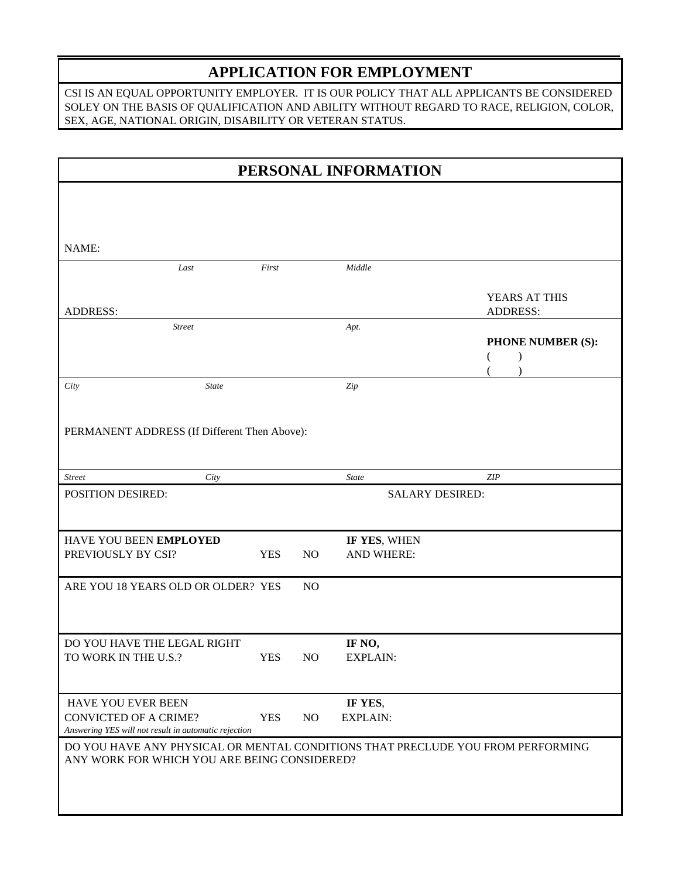# APPLICATION FOR EMPLOYMENT

CSI IS AN EQUAL OPPORTUNITY EMPLOYER. IT IS OUR POLICY THAT ALL APPLICANTS BE CONSIDERED SOLEY ON THE BASIS OF QUALIFICATION AND ABILITY WITHOUT REGARD TO RACE, RELIGION, COLOR, SEX, AGE, NATIONAL ORIGIN, DISABILITY OR VETERAN STATUS.

## PERSONAL INFORMATION

NAME:

*Last* *First* *Middle*

ADDRESS: YEARS AT THIS ADDRESS:

*Street* *Apt.*

**PHONE NUMBER (S):**
( )
( )

*City* *State* *Zip*

PERMANENT ADDRESS (If Different Then Above):

*Street* *City* *State* *ZIP*

POSITION DESIRED: SALARY DESIRED:

HAVE YOU BEEN **EMPLOYED** PREVIOUSLY BY CSI? YES NO **IF YES**, WHEN AND WHERE:

ARE YOU 18 YEARS OLD OR OLDER? YES NO

DO YOU HAVE THE LEGAL RIGHT TO WORK IN THE U.S.? YES NO **IF NO,** EXPLAIN:

HAVE YOU EVER BEEN CONVICTED OF A CRIME? YES NO **IF YES**, EXPLAIN:
*Answering YES will not result in automatic rejection*

DO YOU HAVE ANY PHYSICAL OR MENTAL CONDITIONS THAT PRECLUDE YOU FROM PERFORMING ANY WORK FOR WHICH YOU ARE BEING CONSIDERED?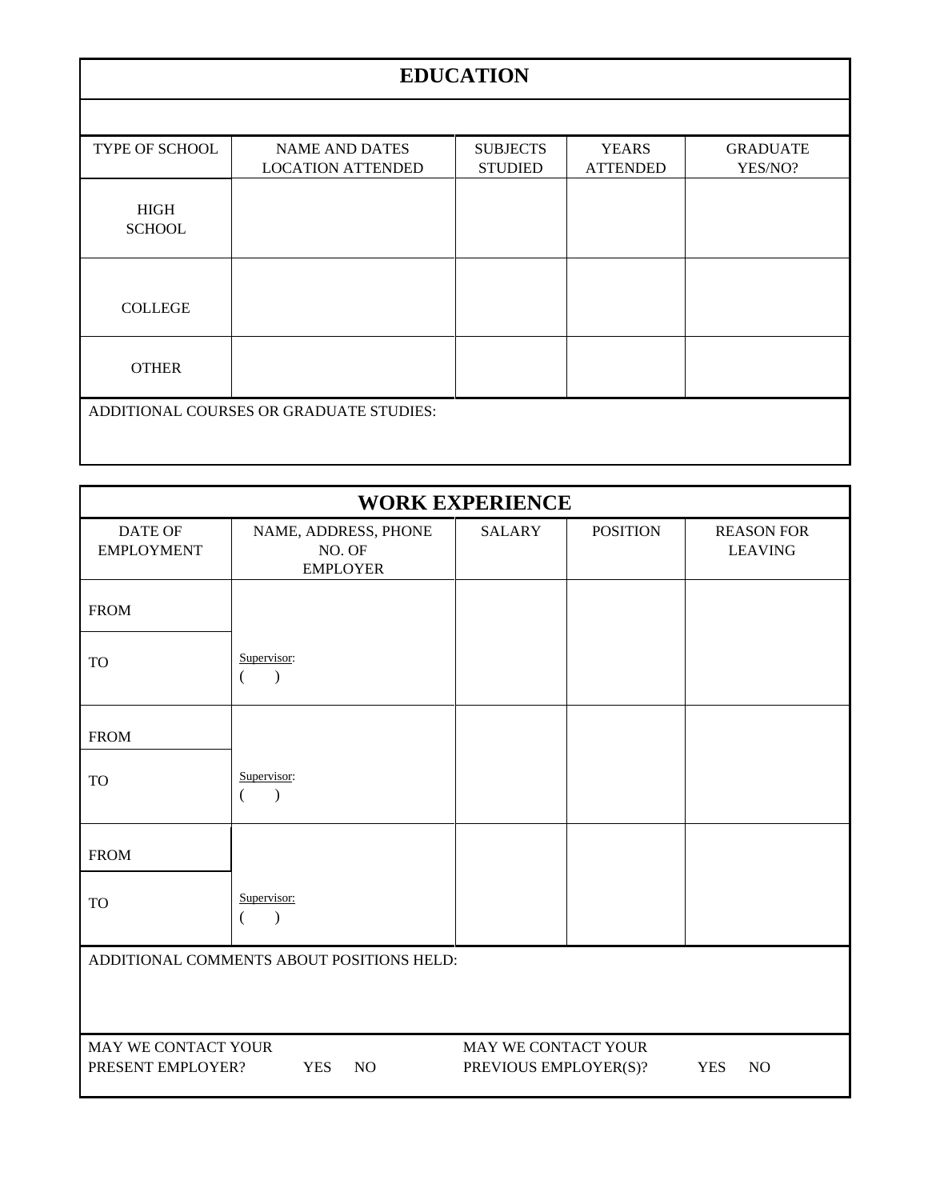## EDUCATION

| TYPE OF SCHOOL | NAME AND LOCATION | DATES ATTENDED | SUBJECTS STUDIED | YEARS ATTENDED | GRADUATE YES/NO? |
|---|---|---|---|---|---|
| HIGH SCHOOL | | | | | |
| COLLEGE | | | | | |
| OTHER | | | | | |

ADDITIONAL COURSES OR GRADUATE STUDIES:

## WORK EXPERIENCE

| DATE OF EMPLOYMENT | NAME, ADDRESS, PHONE NO. OF EMPLOYER | SALARY | POSITION | REASON FOR LEAVING |
|---|---|---|---|---|
| FROM | | | | |
| TO | Supervisor: ( ) | | | |
| FROM | | | | |
| TO | Supervisor: ( ) | | | |
| FROM | | | | |
| TO | Supervisor: ( ) | | | |

ADDITIONAL COMMENTS ABOUT POSITIONS HELD:

MAY WE CONTACT YOUR PRESENT EMPLOYER? YES NO

MAY WE CONTACT YOUR PREVIOUS EMPLOYER(S)? YES NO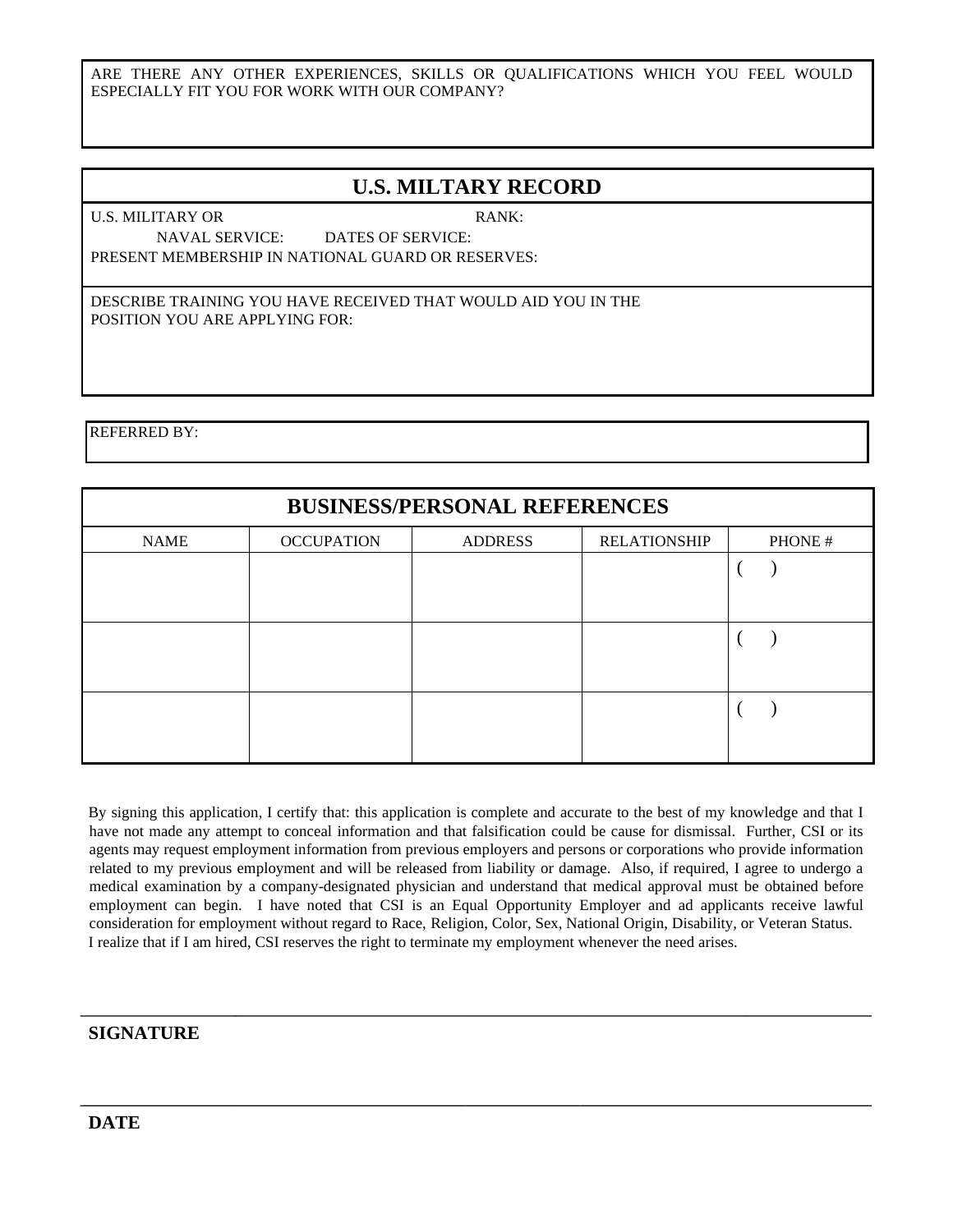ARE THERE ANY OTHER EXPERIENCES, SKILLS OR QUALIFICATIONS WHICH YOU FEEL WOULD ESPECIALLY FIT YOU FOR WORK WITH OUR COMPANY?

## U.S. MILTARY RECORD

U.S. MILITARY OR NAVAL SERVICE: DATES OF SERVICE: RANK:

PRESENT MEMBERSHIP IN NATIONAL GUARD OR RESERVES:

DESCRIBE TRAINING YOU HAVE RECEIVED THAT WOULD AID YOU IN THE POSITION YOU ARE APPLYING FOR:

REFERRED BY:

## BUSINESS/PERSONAL REFERENCES

| NAME | OCCUPATION | ADDRESS | RELATIONSHIP | PHONE # |
|---|---|---|---|---|
| | | | | ( ) |
| | | | | ( ) |
| | | | | ( ) |

By signing this application, I certify that: this application is complete and accurate to the best of my knowledge and that I have not made any attempt to conceal information and that falsification could be cause for dismissal. Further, CSI or its agents may request employment information from previous employers and persons or corporations who provide information related to my previous employment and will be released from liability or damage. Also, if required, I agree to undergo a medical examination by a company-designated physician and understand that medical approval must be obtained before employment can begin. I have noted that CSI is an Equal Opportunity Employer and ad applicants receive lawful consideration for employment without regard to Race, Religion, Color, Sex, National Origin, Disability, or Veteran Status. I realize that if I am hired, CSI reserves the right to terminate my employment whenever the need arises.

**SIGNATURE**

**DATE**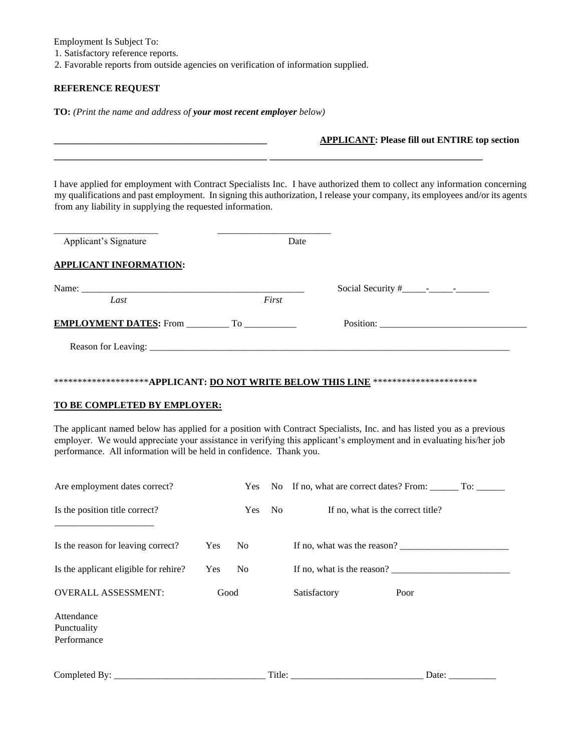Employment Is Subject To:
1. Satisfactory reference reports.
2. Favorable reports from outside agencies on verification of information supplied.

**REFERENCE REQUEST**

**TO:** *(Print the name and address of **your most recent employer** below)*

_____________________________________________ **APPLICANT: Please fill out ENTIRE top section**

_____________________________________________ _____________________________________________

I have applied for employment with Contract Specialists Inc. I have authorized them to collect any information concerning my qualifications and past employment. In signing this authorization, I release your company, its employees and/or its agents from any liability in supplying the requested information.

______________________ ________________________
Applicant's Signature Date

**APPLICANT INFORMATION:**

Name: _______________________________________________ Social Security #_____-_____-_______
*Last* *First*

**EMPLOYMENT DATES:** From _________ To ___________ Position: _______________________________

Reason for Leaving: _________________________________________________________________________________

**********************APPLICANT: DO NOT WRITE BELOW THIS LINE** ***********************

**TO BE COMPLETED BY EMPLOYER:**

The applicant named below has applied for a position with Contract Specialists, Inc. and has listed you as a previous employer. We would appreciate your assistance in verifying this applicant's employment and in evaluating his/her job performance. All information will be held in confidence. Thank you.

Are employment dates correct? Yes No If no, what are correct dates? From: ______ To: ______

Is the position title correct? Yes No If no, what is the correct title? _____________________

Is the reason for leaving correct? Yes No If no, what was the reason? _______________________

Is the applicant eligible for rehire? Yes No If no, what is the reason? _________________________

| OVERALL ASSESSMENT: | Good | Satisfactory | Poor |
|---|---|---|---|
| Attendance | | | |
| Punctuality | | | |
| Performance | | | |

Completed By: _______________________________ Title: ___________________________ Date: __________